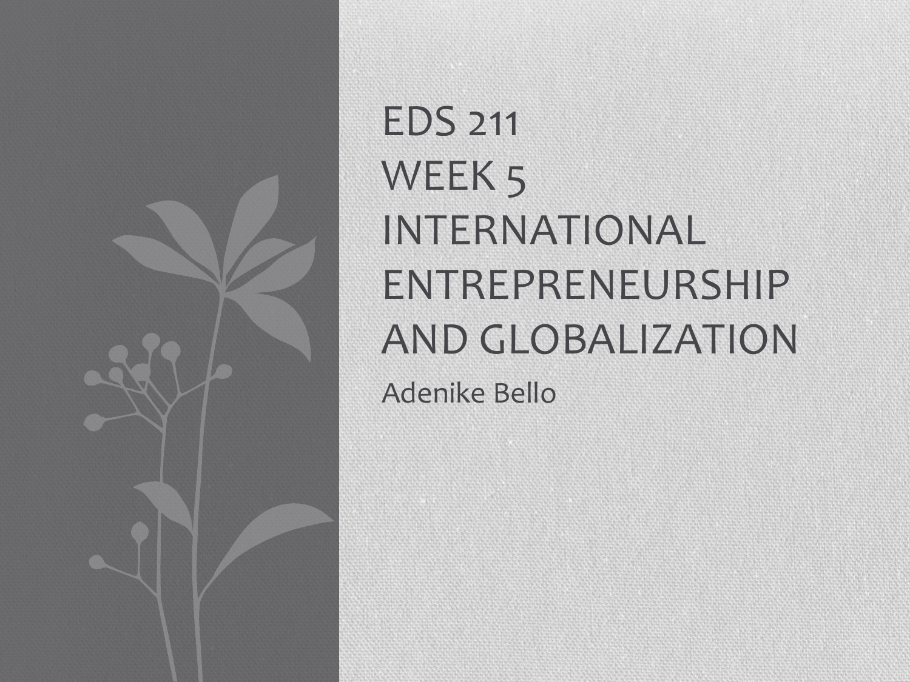# EDS 211
# WEEK 5
# INTERNATIONAL ENTREPRENEURSHIP AND GLOBALIZATION

Adenike Bello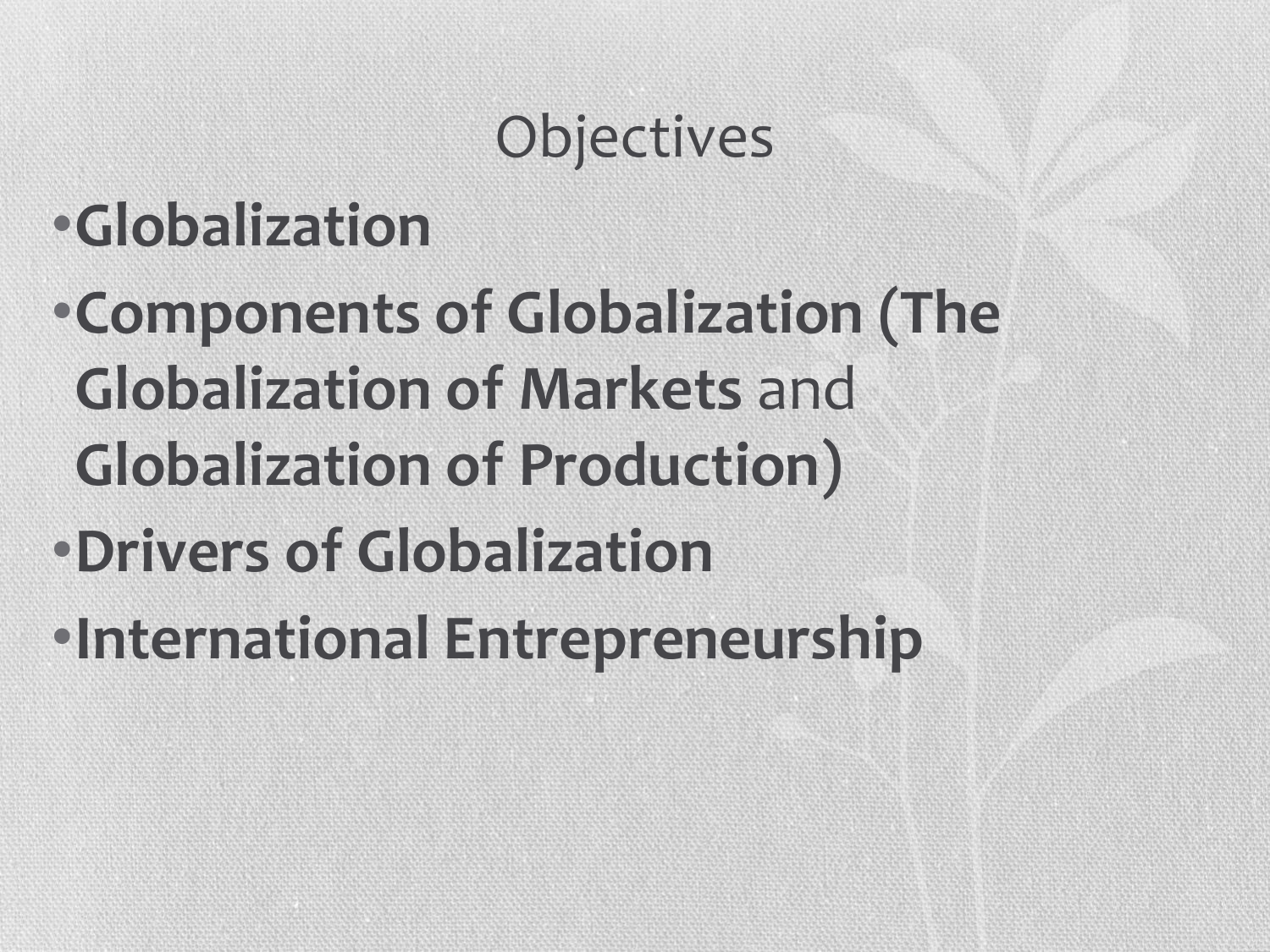# Objectives

- **Globalization**
- **Components of Globalization (The Globalization of Markets** and **Globalization of Production)**
- **Drivers of Globalization**
- **International Entrepreneurship**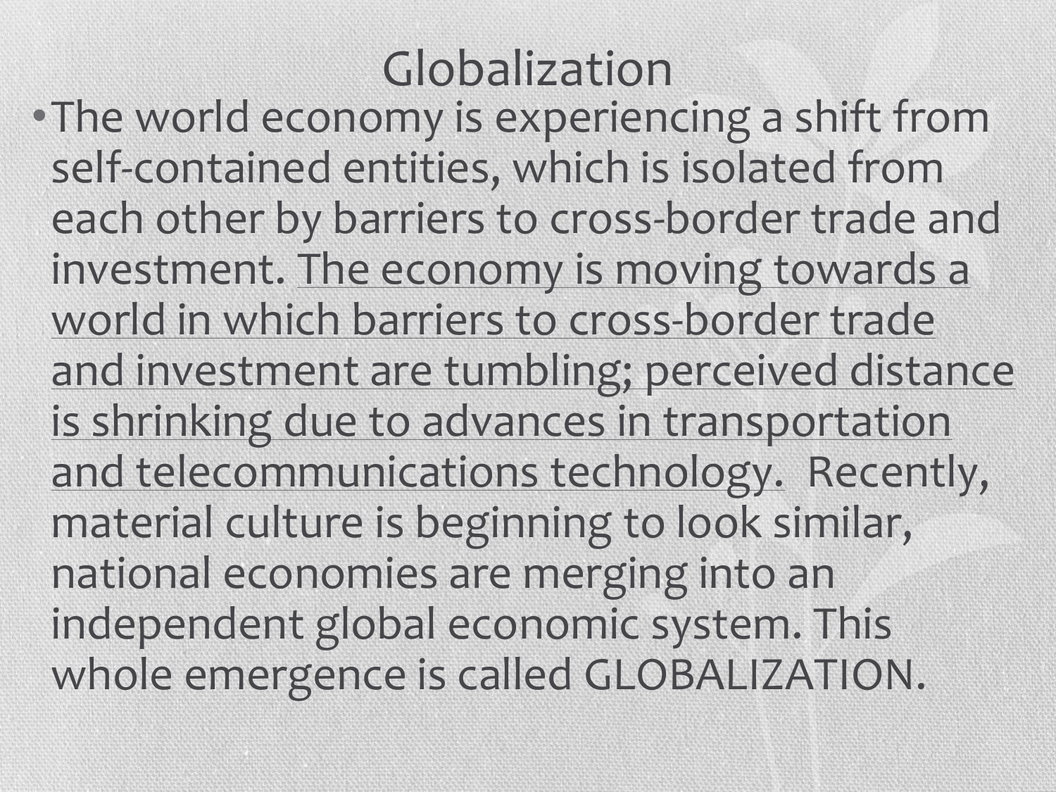# Globalization

- The world economy is experiencing a shift from self-contained entities, which is isolated from each other by barriers to cross-border trade and investment. <u>The economy is moving towards a world in which barriers to cross-border trade and investment are tumbling; perceived distance is shrinking due to advances in transportation and telecommunications technology.</u> Recently, material culture is beginning to look similar, national economies are merging into an independent global economic system. This whole emergence is called GLOBALIZATION.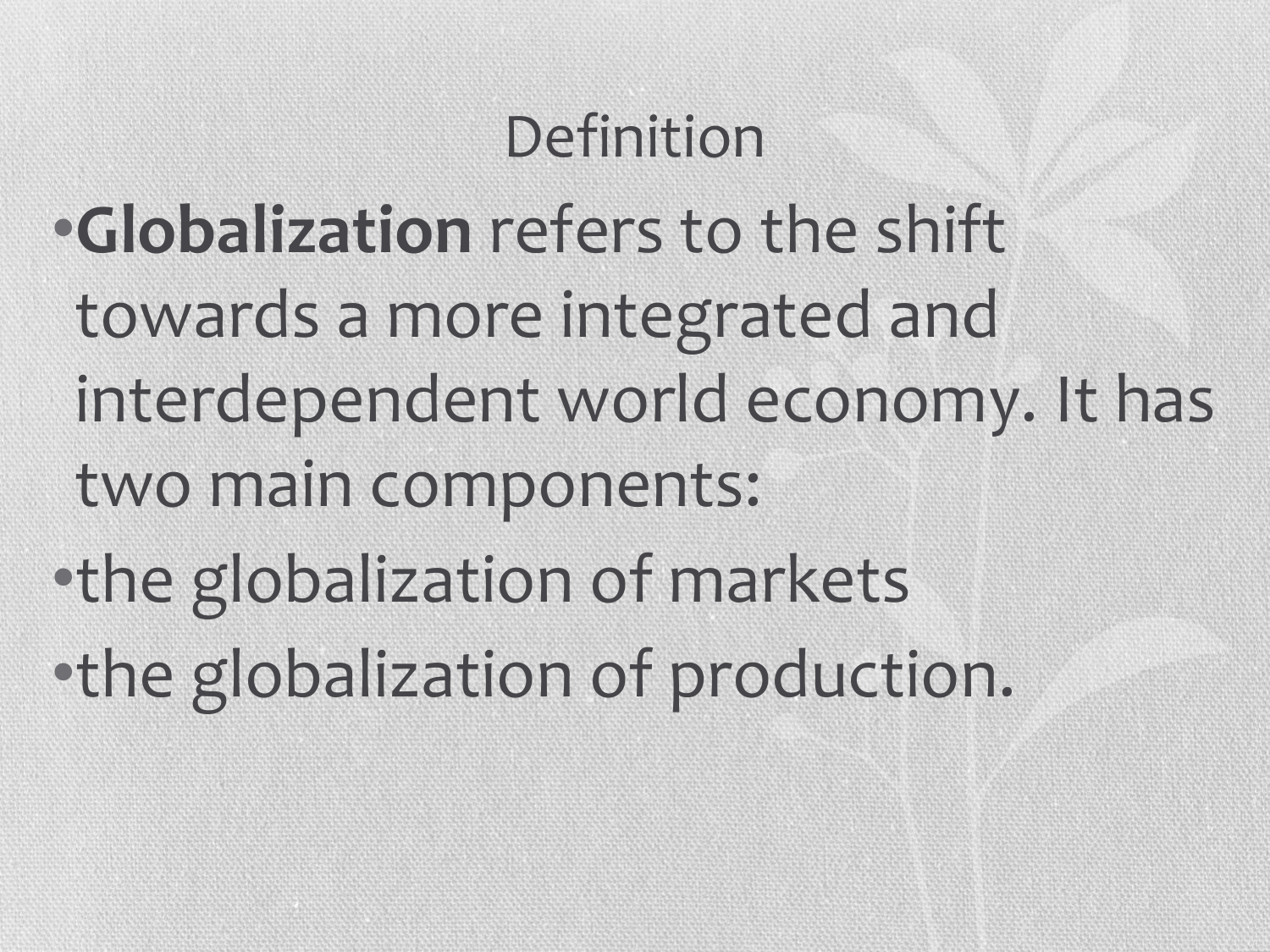# Definition

- **Globalization** refers to the shift towards a more integrated and interdependent world economy. It has two main components:
- the globalization of markets
- the globalization of production.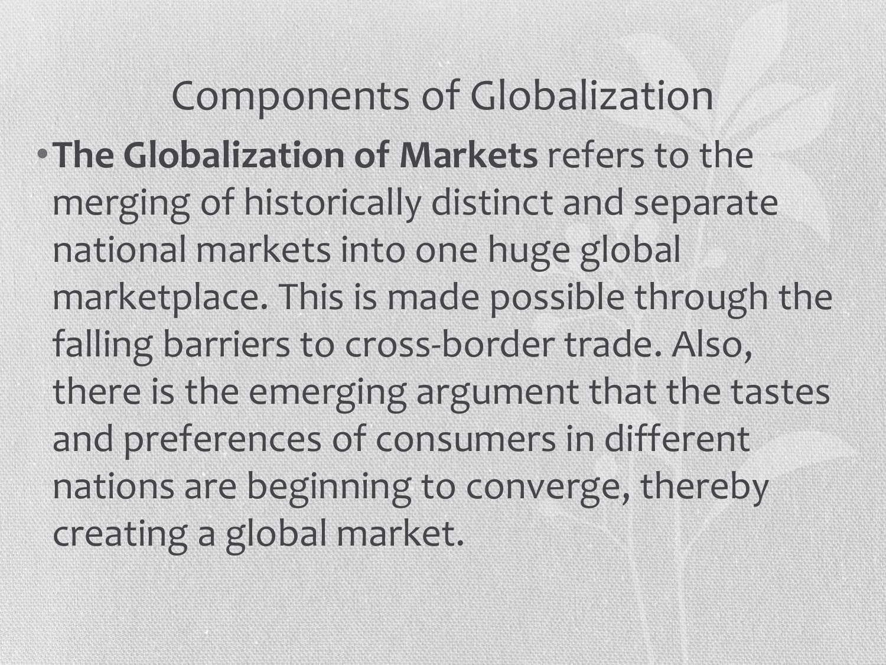# Components of Globalization

- **The Globalization of Markets** refers to the merging of historically distinct and separate national markets into one huge global marketplace. This is made possible through the falling barriers to cross-border trade. Also, there is the emerging argument that the tastes and preferences of consumers in different nations are beginning to converge, thereby creating a global market.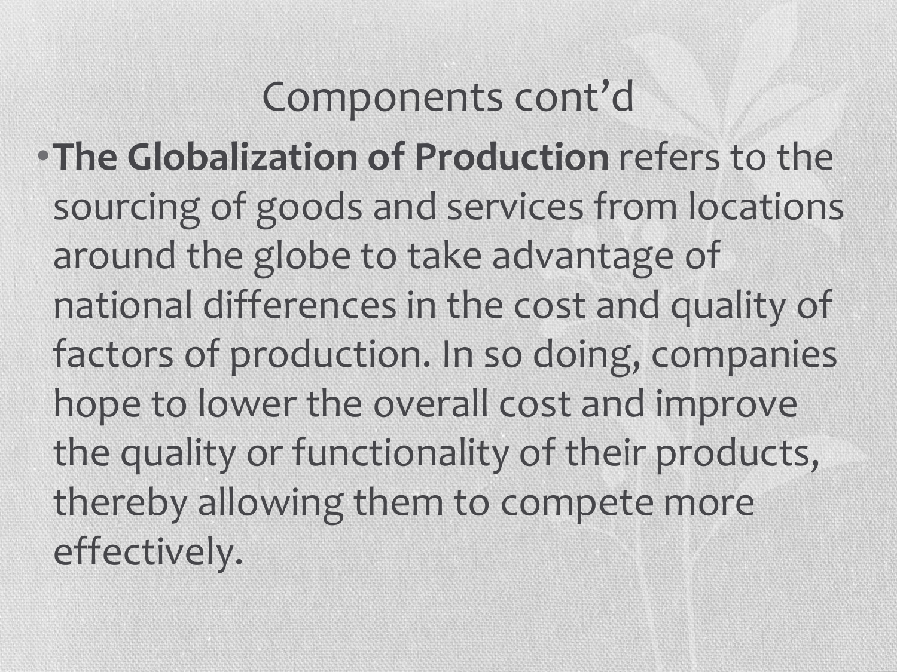# Components cont'd

- **The Globalization of Production** refers to the sourcing of goods and services from locations around the globe to take advantage of national differences in the cost and quality of factors of production. In so doing, companies hope to lower the overall cost and improve the quality or functionality of their products, thereby allowing them to compete more effectively.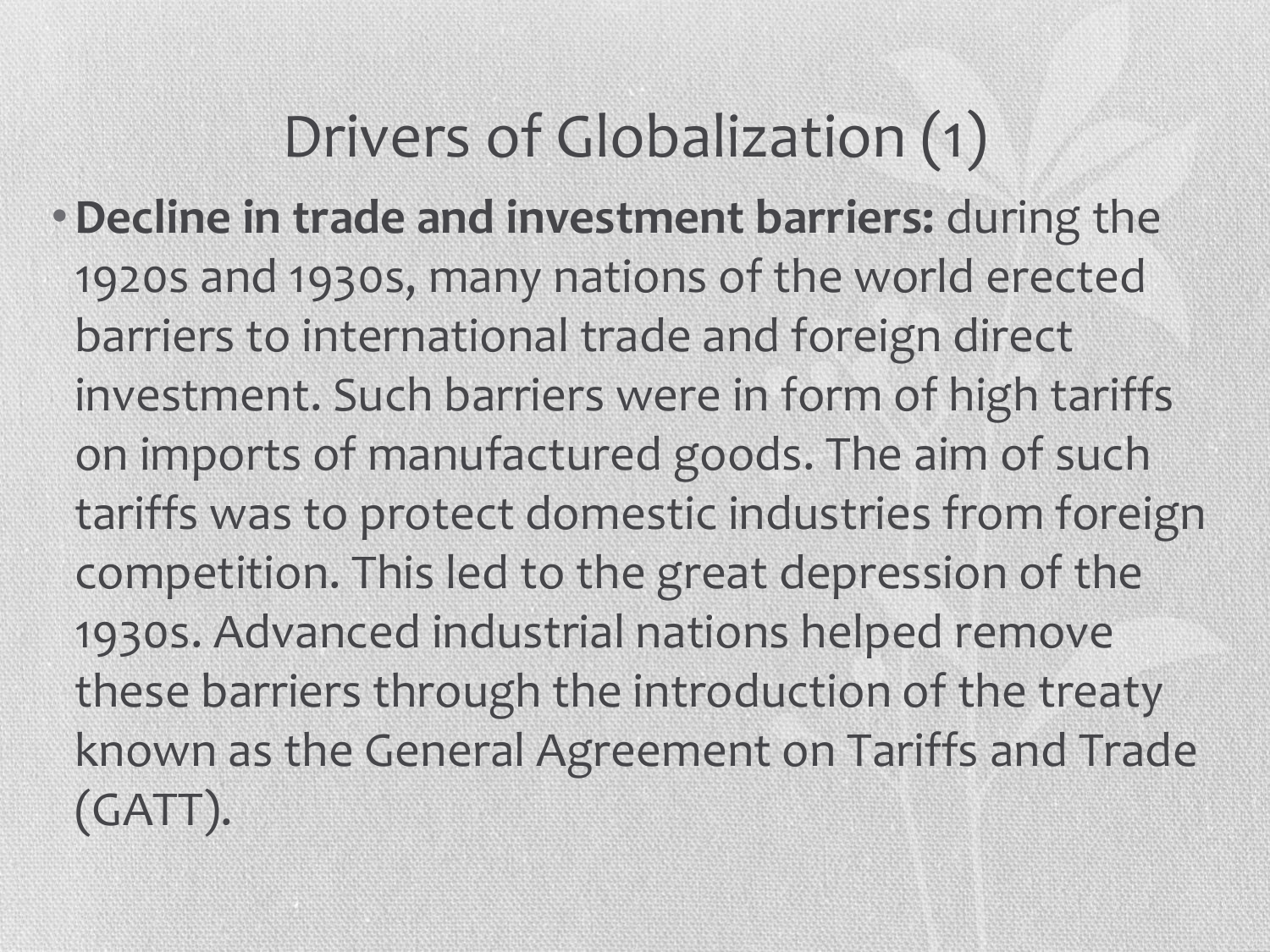# Drivers of Globalization (1)

- **Decline in trade and investment barriers:** during the 1920s and 1930s, many nations of the world erected barriers to international trade and foreign direct investment. Such barriers were in form of high tariffs on imports of manufactured goods. The aim of such tariffs was to protect domestic industries from foreign competition. This led to the great depression of the 1930s. Advanced industrial nations helped remove these barriers through the introduction of the treaty known as the General Agreement on Tariffs and Trade (GATT).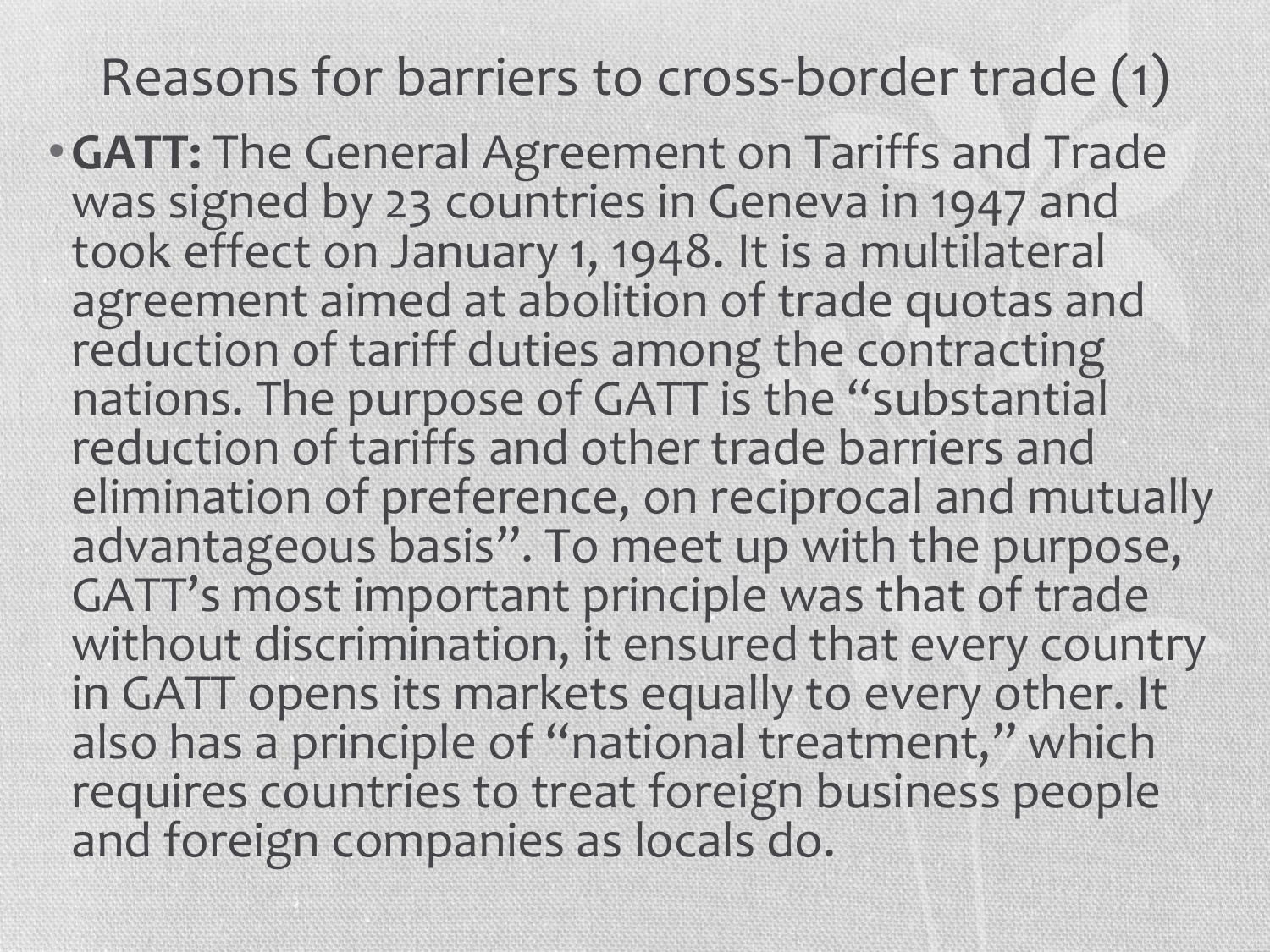# Reasons for barriers to cross-border trade (1)

- **GATT:** The General Agreement on Tariffs and Trade was signed by 23 countries in Geneva in 1947 and took effect on January 1, 1948. It is a multilateral agreement aimed at abolition of trade quotas and reduction of tariff duties among the contracting nations. The purpose of GATT is the "substantial reduction of tariffs and other trade barriers and elimination of preference, on reciprocal and mutually advantageous basis". To meet up with the purpose, GATT's most important principle was that of trade without discrimination, it ensured that every country in GATT opens its markets equally to every other. It also has a principle of "national treatment," which requires countries to treat foreign business people and foreign companies as locals do.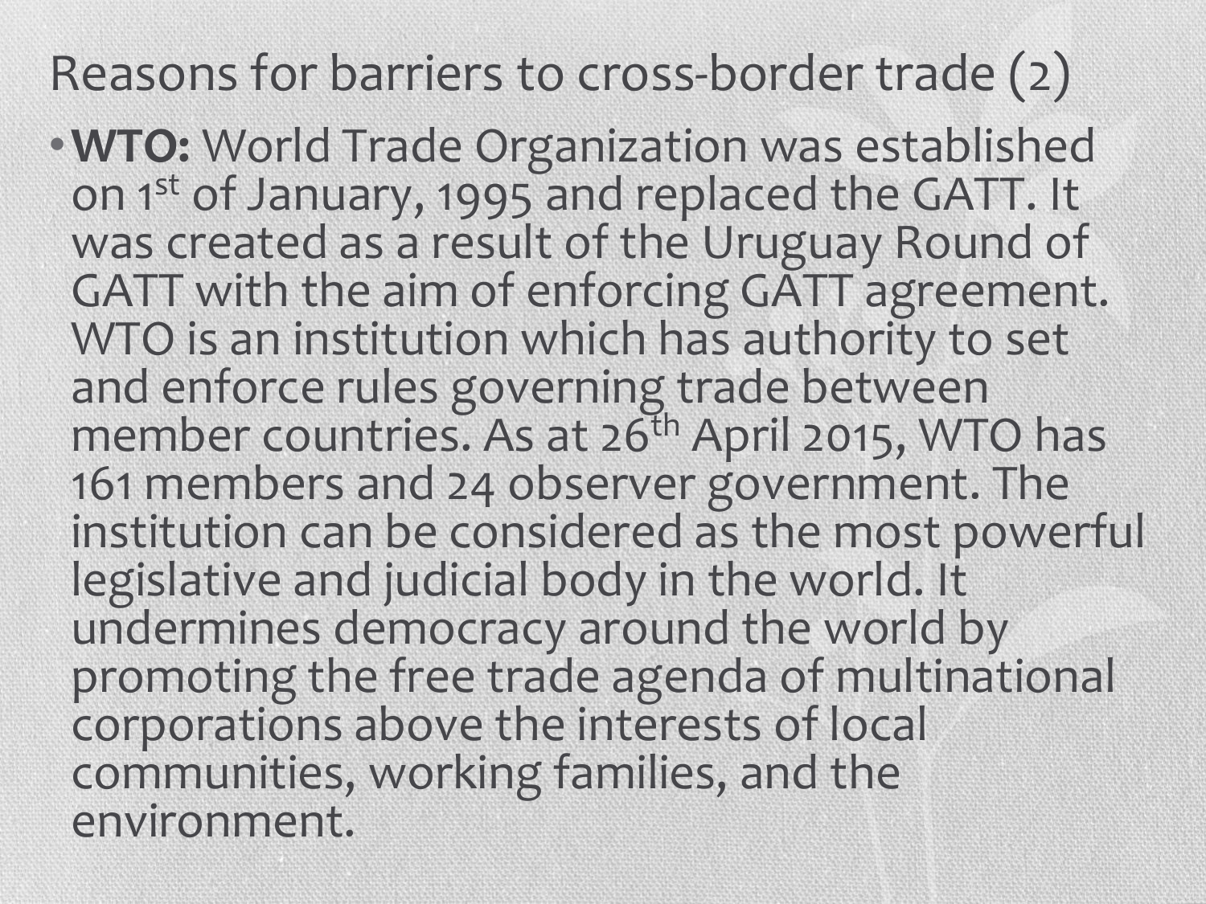# Reasons for barriers to cross-border trade (2)

- **WTO:** World Trade Organization was established on 1st of January, 1995 and replaced the GATT. It was created as a result of the Uruguay Round of GATT with the aim of enforcing GATT agreement. WTO is an institution which has authority to set and enforce rules governing trade between member countries. As at 26th April 2015, WTO has 161 members and 24 observer government. The institution can be considered as the most powerful legislative and judicial body in the world. It undermines democracy around the world by promoting the free trade agenda of multinational corporations above the interests of local communities, working families, and the environment.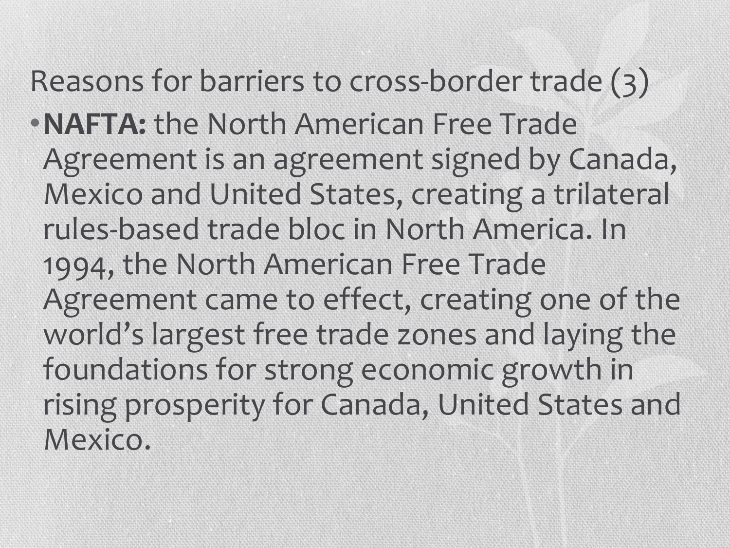## Reasons for barriers to cross-border trade (3)

- **NAFTA:** the North American Free Trade Agreement is an agreement signed by Canada, Mexico and United States, creating a trilateral rules-based trade bloc in North America. In 1994, the North American Free Trade Agreement came to effect, creating one of the world's largest free trade zones and laying the foundations for strong economic growth in rising prosperity for Canada, United States and Mexico.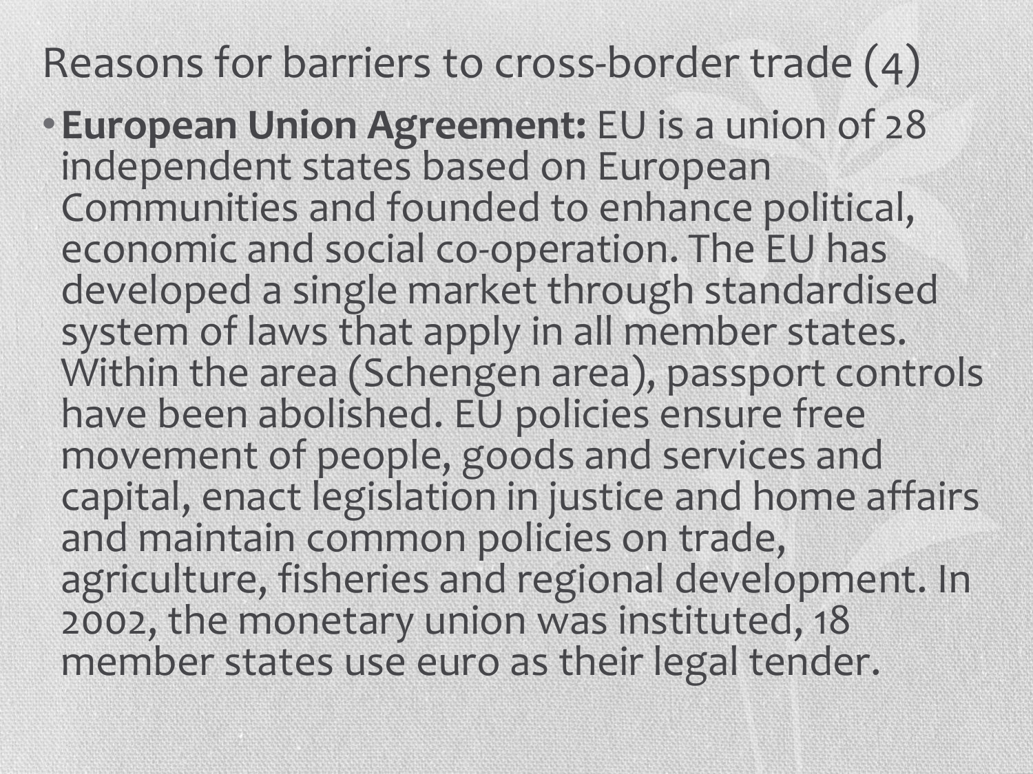# Reasons for barriers to cross-border trade (4)

- **European Union Agreement:** EU is a union of 28 independent states based on European Communities and founded to enhance political, economic and social co-operation. The EU has developed a single market through standardised system of laws that apply in all member states. Within the area (Schengen area), passport controls have been abolished. EU policies ensure free movement of people, goods and services and capital, enact legislation in justice and home affairs and maintain common policies on trade, agriculture, fisheries and regional development. In 2002, the monetary union was instituted, 18 member states use euro as their legal tender.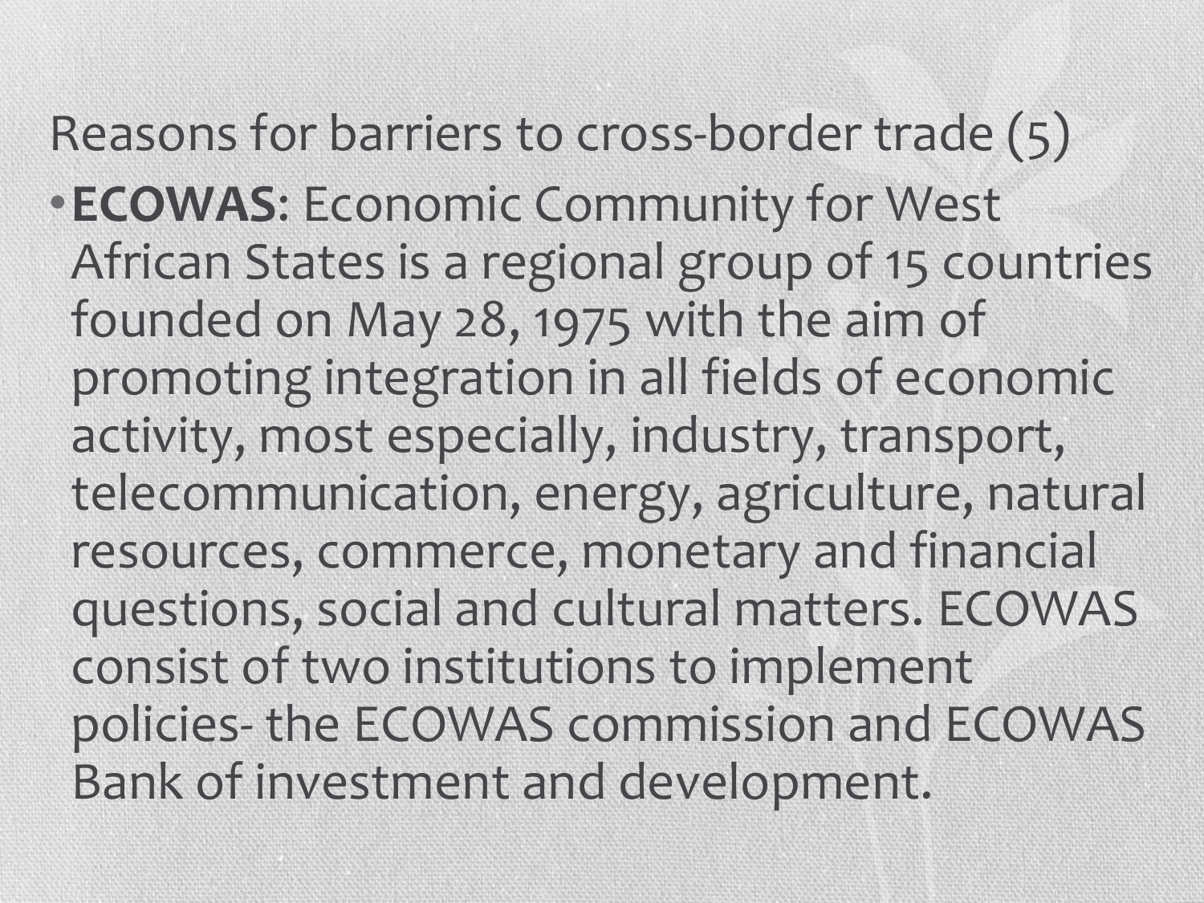## Reasons for barriers to cross-border trade (5)

- **ECOWAS**: Economic Community for West African States is a regional group of 15 countries founded on May 28, 1975 with the aim of promoting integration in all fields of economic activity, most especially, industry, transport, telecommunication, energy, agriculture, natural resources, commerce, monetary and financial questions, social and cultural matters. ECOWAS consist of two institutions to implement policies- the ECOWAS commission and ECOWAS Bank of investment and development.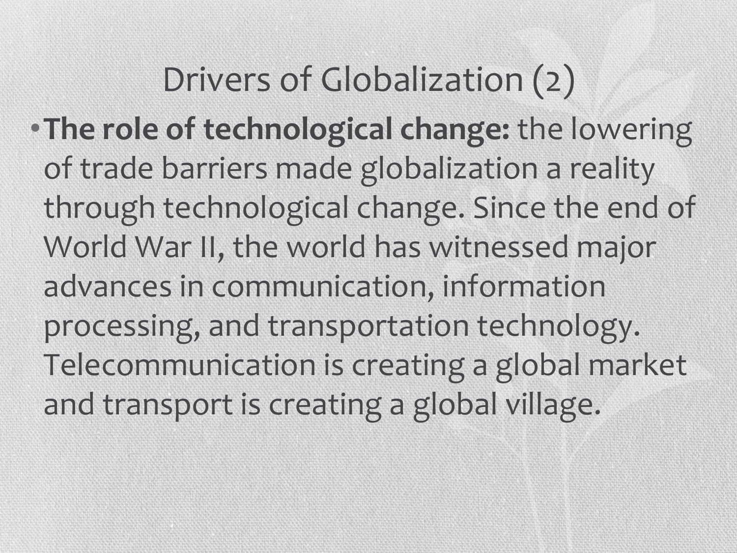# Drivers of Globalization (2)

- **The role of technological change:** the lowering of trade barriers made globalization a reality through technological change. Since the end of World War II, the world has witnessed major advances in communication, information processing, and transportation technology. Telecommunication is creating a global market and transport is creating a global village.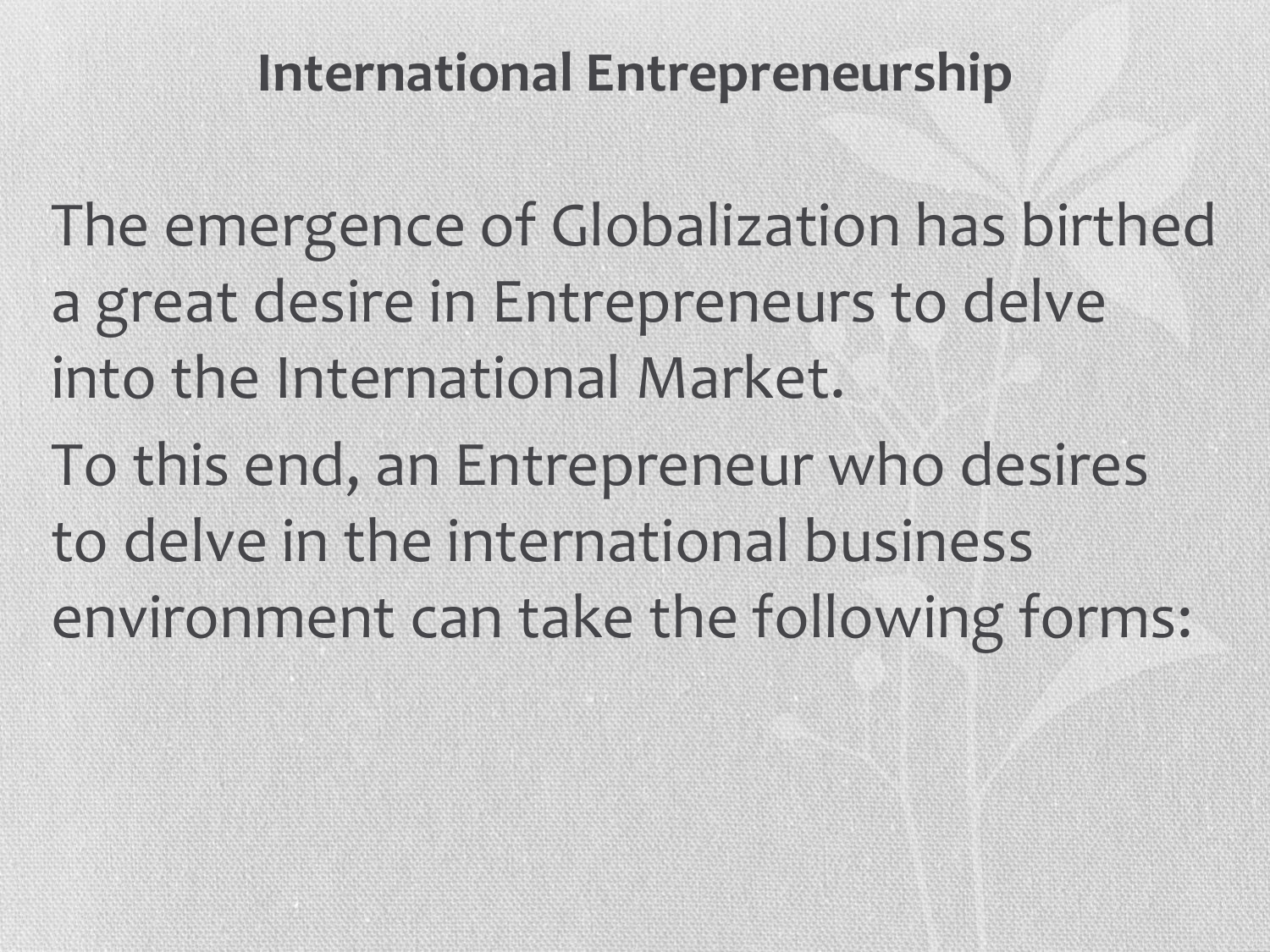# International Entrepreneurship

The emergence of Globalization has birthed a great desire in Entrepreneurs to delve into the International Market.

To this end, an Entrepreneur who desires to delve in the international business environment can take the following forms: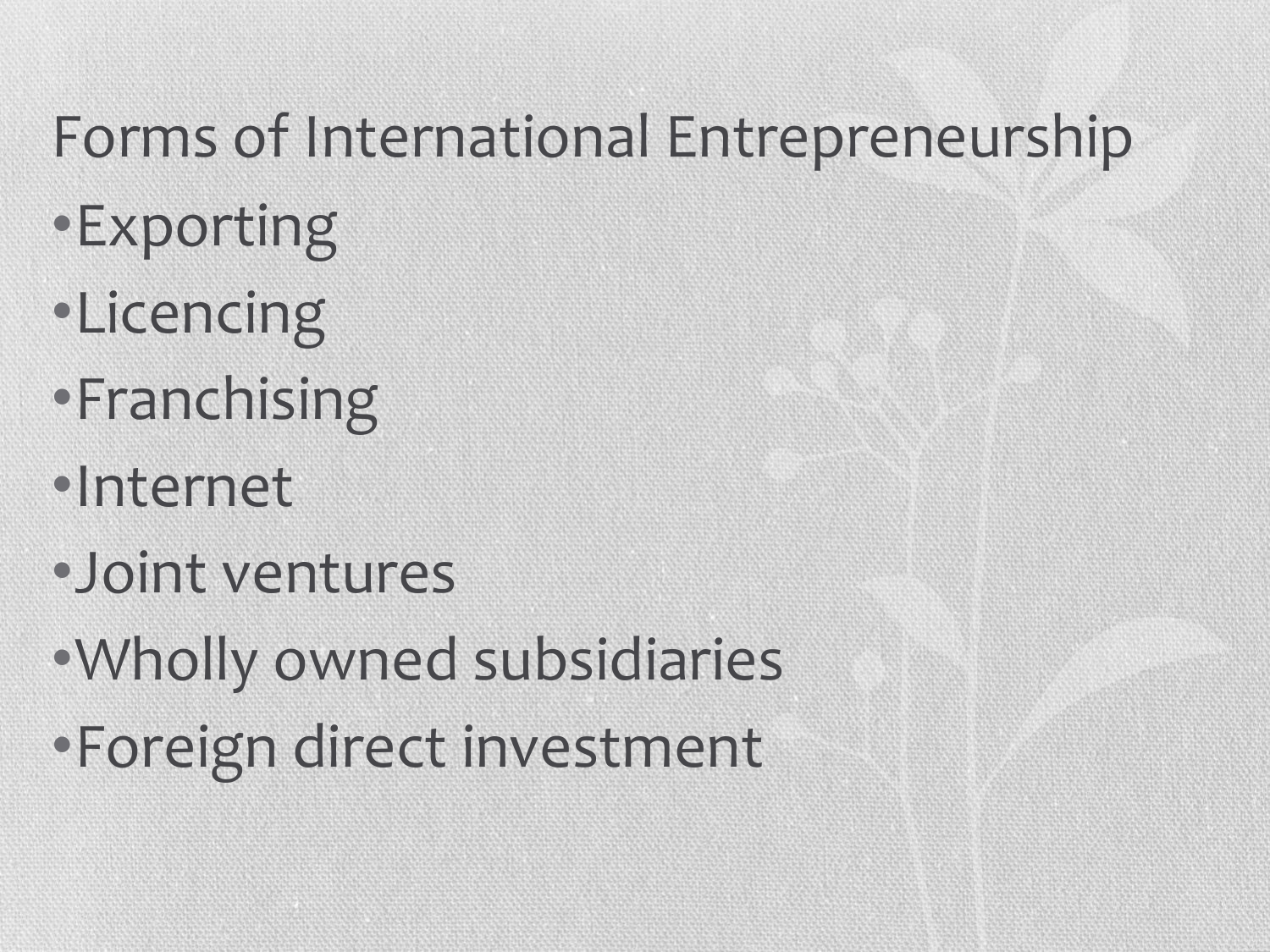# Forms of International Entrepreneurship

- Exporting
- Licencing
- Franchising
- Internet
- Joint ventures
- Wholly owned subsidiaries
- Foreign direct investment